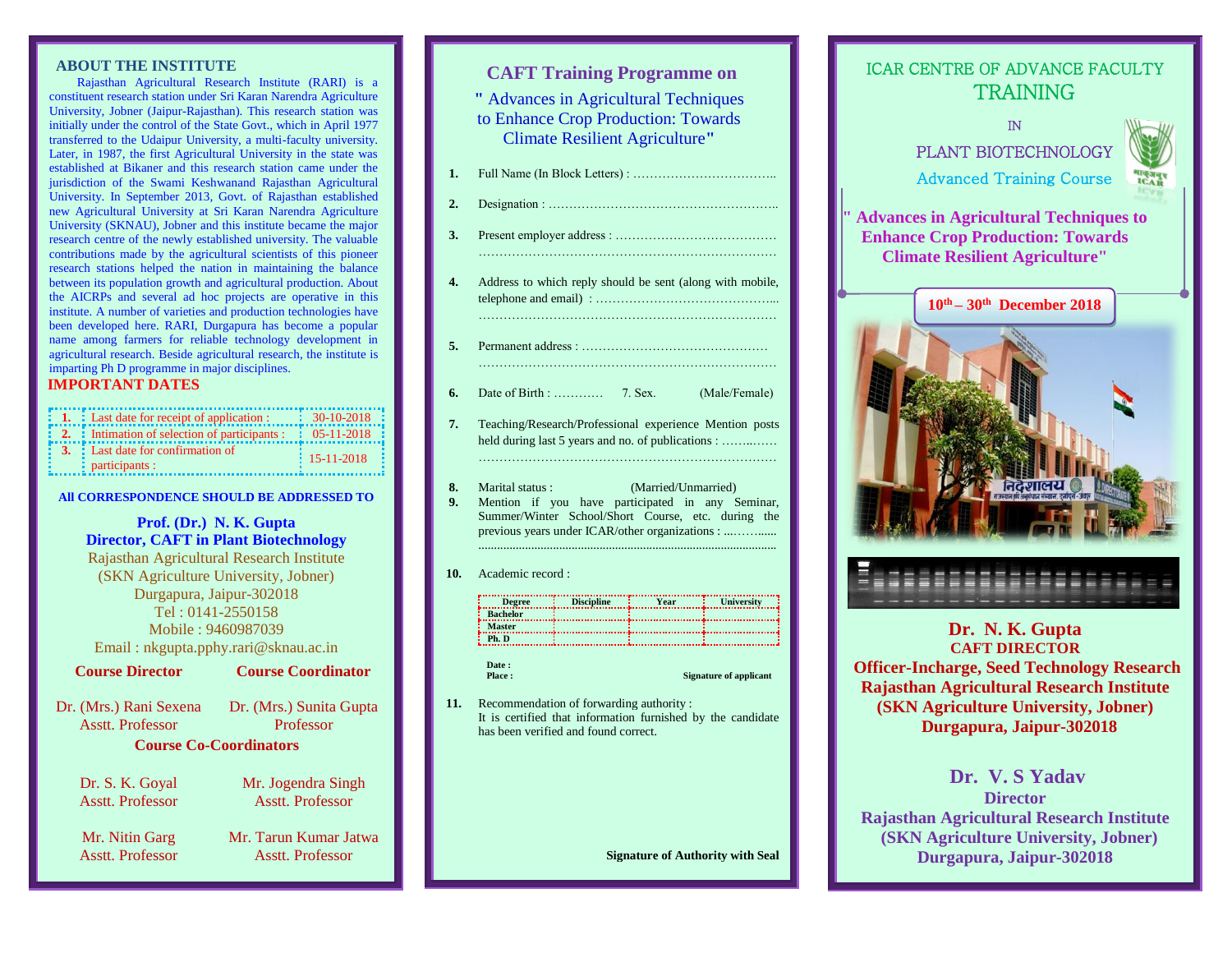## ABOUT THE INSTITUTE

Rajasthan Agricultural Research Institute (RARI) is a constituent research station under Sri Karan Narendra Agriculture University, Jobner (Jaipur-Rajasthan). This research station was initially under the control of the State Govt., which in April 1977 transferred to the Udaipur University, a multi-faculty university. Later, in 1987, the first Agricultural University in the state was established at Bikaner and this research station came under the jurisdiction of the Swami Keshwanand Rajasthan Agricultural University. In September 2013, Govt. of Rajasthan established new Agricultural University at Sri Karan Narendra Agriculture University (SKNAU), Jobner and this institute became the major research centre of the newly established university. The valuable contributions made by the agricultural scientists of this pioneer research stations helped the nation in maintaining the balance between its population growth and agricultural production. About the AICRPs and several ad hoc projects are operative in this institute. A number of varieties and production technologies have been developed here. RARI, Durgapura has become a popular name among farmers for reliable technology development in agricultural research. Beside agricultural research, the institute is imparting Ph D programme in major disciplines.

## IMPORTANT DATES

| | | |
|---|---|---|
| 1. | Last date for receipt of application : | 30-10-2018 |
| 2. | Intimation of selection of participants : | 05-11-2018 |
| 3. | Last date for confirmation of participants : | 15-11-2018 |

**All CORRESPONDENCE SHOULD BE ADDRESSED TO**

**Prof. (Dr.) N. K. Gupta**
**Director, CAFT in Plant Biotechnology**
Rajasthan Agricultural Research Institute
(SKN Agriculture University, Jobner)
Durgapura, Jaipur-302018
Tel : 0141-2550158
Mobile : 9460987039
Email : nkgupta.pphy.rari@sknau.ac.in

**Course Director**

Dr. (Mrs.) Rani Sexena
Asstt. Professor

**Course Coordinator**

Dr. (Mrs.) Sunita Gupta
Professor

**Course Co-Coordinators**

Dr. S. K. Goyal
Asstt. Professor

Mr. Jogendra Singh
Asstt. Professor

Mr. Nitin Garg
Asstt. Professor

Mr. Tarun Kumar Jatwa
Asstt. Professor

## CAFT Training Programme on

### " Advances in Agricultural Techniques to Enhance Crop Production: Towards Climate Resilient Agriculture"

1. Full Name (In Block Letters) : ……………………………..
2. Designation : ………………………………………………..
3. Present employer address : …………………………………
   ………………………………………………………………
4. Address to which reply should be sent (along with mobile, telephone and email) : ……………………………………...
   ………………………………………………………………
5. Permanent address : ………………………………………
   ………………………………………………………………
6. Date of Birth : ………… 7. Sex. (Male/Female)
7. Teaching/Research/Professional experience Mention posts held during last 5 years and no. of publications : ……..……
   ………………………………………………………………
8. Marital status : (Married/Unmarried)
9. Mention if you have participated in any Seminar, Summer/Winter School/Short Course, etc. during the previous years under ICAR/other organizations : ...……......
   ………………………………………………………………
10. Academic record :

| Degree | Discipline | Year | University |
|---|---|---|---|
| Bachelor | | | |
| Master | | | |
| Ph. D | | | |

Date :
Place :

Signature of applicant

11. Recommendation of forwarding authority :
    It is certified that information furnished by the candidate has been verified and found correct.

**Signature of Authority with Seal**

ICAR CENTRE OF ADVANCE FACULTY
TRAINING
IN
PLANT BIOTECHNOLOGY
Advanced Training Course

**" Advances in Agricultural Techniques to Enhance Crop Production: Towards Climate Resilient Agriculture"**

**10th – 30th December 2018**

**Dr. N. K. Gupta**
**CAFT DIRECTOR**
**Officer-Incharge, Seed Technology Research**
**Rajasthan Agricultural Research Institute**
**(SKN Agriculture University, Jobner)**
**Durgapura, Jaipur-302018**

**Dr. V. S Yadav**
**Director**
**Rajasthan Agricultural Research Institute**
**(SKN Agriculture University, Jobner)**
**Durgapura, Jaipur-302018**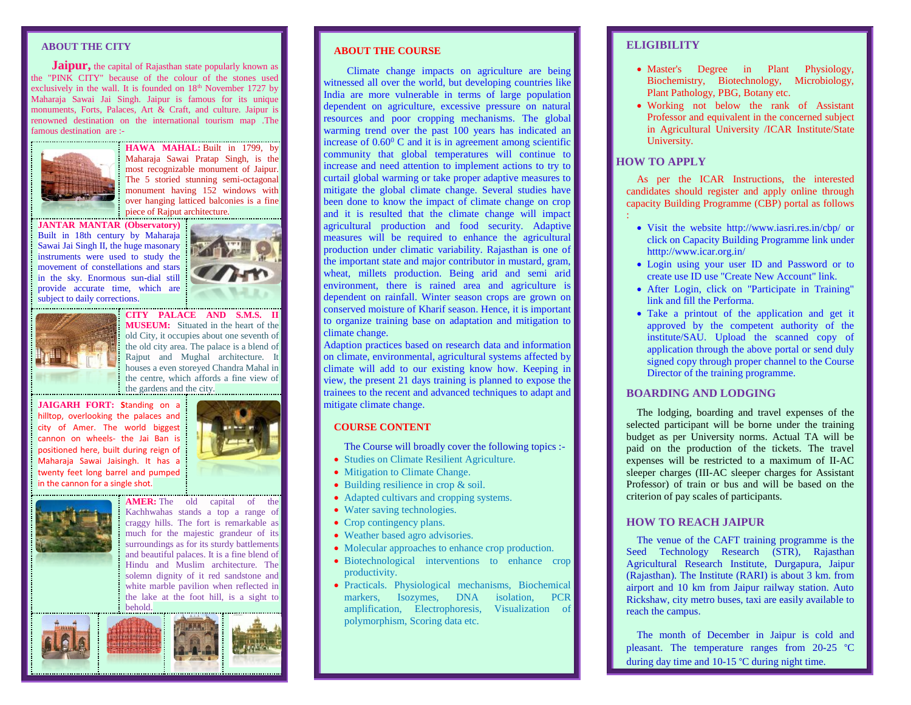## ABOUT THE CITY

**Jaipur,** the capital of Rajasthan state popularly known as the "PINK CITY" because of the colour of the stones used exclusively in the wall. It is founded on 18th November 1727 by Maharaja Sawai Jai Singh. Jaipur is famous for its unique monuments, Forts, Palaces, Art & Craft, and culture. Jaipur is renowned destination on the international tourism map .The famous destination are :-

**HAWA MAHAL:** Built in 1799, by Maharaja Sawai Pratap Singh, is the most recognizable monument of Jaipur. The 5 storied stunning semi-octagonal monument having 152 windows with over hanging latticed balconies is a fine piece of Rajput architecture.

**JANTAR MANTAR (Observatory)** Built in 18th century by Maharaja Sawai Jai Singh II, the huge masonary instruments were used to study the movement of constellations and stars in the sky. Enormous sun-dial still provide accurate time, which are subject to daily corrections.

**CITY PALACE AND S.M.S. II MUSEUM:** Situated in the heart of the old City, it occupies about one seventh of the old city area. The palace is a blend of Rajput and Mughal architecture. It houses a even storeyed Chandra Mahal in the centre, which affords a fine view of the gardens and the city.

**JAIGARH FORT:** Standing on a hilltop, overlooking the palaces and city of Amer. The world biggest cannon on wheels- the Jai Ban is positioned here, built during reign of Maharaja Sawai Jaisingh. It has a twenty feet long barrel and pumped in the cannon for a single shot.

**AMER:** The old capital of the Kachhwahas stands a top a range of craggy hills. The fort is remarkable as much for the majestic grandeur of its surroundings as for its sturdy battlements and beautiful palaces. It is a fine blend of Hindu and Muslim architecture. The solemn dignity of it red sandstone and white marble pavilion when reflected in the lake at the foot hill, is a sight to behold.

## ABOUT THE COURSE

Climate change impacts on agriculture are being witnessed all over the world, but developing countries like India are more vulnerable in terms of large population dependent on agriculture, excessive pressure on natural resources and poor cropping mechanisms. The global warming trend over the past 100 years has indicated an increase of 0.60$^0$ C and it is in agreement among scientific community that global temperatures will continue to increase and need attention to implement actions to try to curtail global warming or take proper adaptive measures to mitigate the global climate change. Several studies have been done to know the impact of climate change on crop and it is resulted that the climate change will impact agricultural production and food security. Adaptive measures will be required to enhance the agricultural production under climatic variability. Rajasthan is one of the important state and major contributor in mustard, gram, wheat, millets production. Being arid and semi arid environment, there is rained area and agriculture is dependent on rainfall. Winter season crops are grown on conserved moisture of Kharif season. Hence, it is important to organize training base on adaptation and mitigation to climate change.

Adaption practices based on research data and information on climate, environmental, agricultural systems affected by climate will add to our existing know how. Keeping in view, the present 21 days training is planned to expose the trainees to the recent and advanced techniques to adapt and mitigate climate change.

## COURSE CONTENT

The Course will broadly cover the following topics :-

- Studies on Climate Resilient Agriculture.
- Mitigation to Climate Change.
- Building resilience in crop & soil.
- Adapted cultivars and cropping systems.
- Water saving technologies.
- Crop contingency plans.
- Weather based agro advisories.
- Molecular approaches to enhance crop production.
- Biotechnological interventions to enhance crop productivity.
- Practicals. Physiological mechanisms, Biochemical markers, Isozymes, DNA isolation, PCR amplification, Electrophoresis, Visualization of polymorphism, Scoring data etc.

## ELIGIBILITY

- Master's Degree in Plant Physiology, Biochemistry, Biotechnology, Microbiology, Plant Pathology, PBG, Botany etc.
- Working not below the rank of Assistant Professor and equivalent in the concerned subject in Agricultural University /ICAR Institute/State University.

## HOW TO APPLY

As per the ICAR Instructions, the interested candidates should register and apply online through capacity Building Programme (CBP) portal as follows :

- Visit the website http://www.iasri.res.in/cbp/ or click on Capacity Building Programme link under http://www.icar.org.in/
- Login using your user ID and Password or to create use ID use "Create New Account" link.
- After Login, click on "Participate in Training" link and fill the Performa.
- Take a printout of the application and get it approved by the competent authority of the institute/SAU. Upload the scanned copy of application through the above portal or send duly signed copy through proper channel to the Course Director of the training programme.

## BOARDING AND LODGING

The lodging, boarding and travel expenses of the selected participant will be borne under the training budget as per University norms. Actual TA will be paid on the production of the tickets. The travel expenses will be restricted to a maximum of II-AC sleeper charges (III-AC sleeper charges for Assistant Professor) of train or bus and will be based on the criterion of pay scales of participants.

## HOW TO REACH JAIPUR

The venue of the CAFT training programme is the Seed Technology Research (STR), Rajasthan Agricultural Research Institute, Durgapura, Jaipur (Rajasthan). The Institute (RARI) is about 3 km. from airport and 10 km from Jaipur railway station. Auto Rickshaw, city metro buses, taxi are easily available to reach the campus.

The month of December in Jaipur is cold and pleasant. The temperature ranges from 20-25 °C during day time and 10-15 °C during night time.